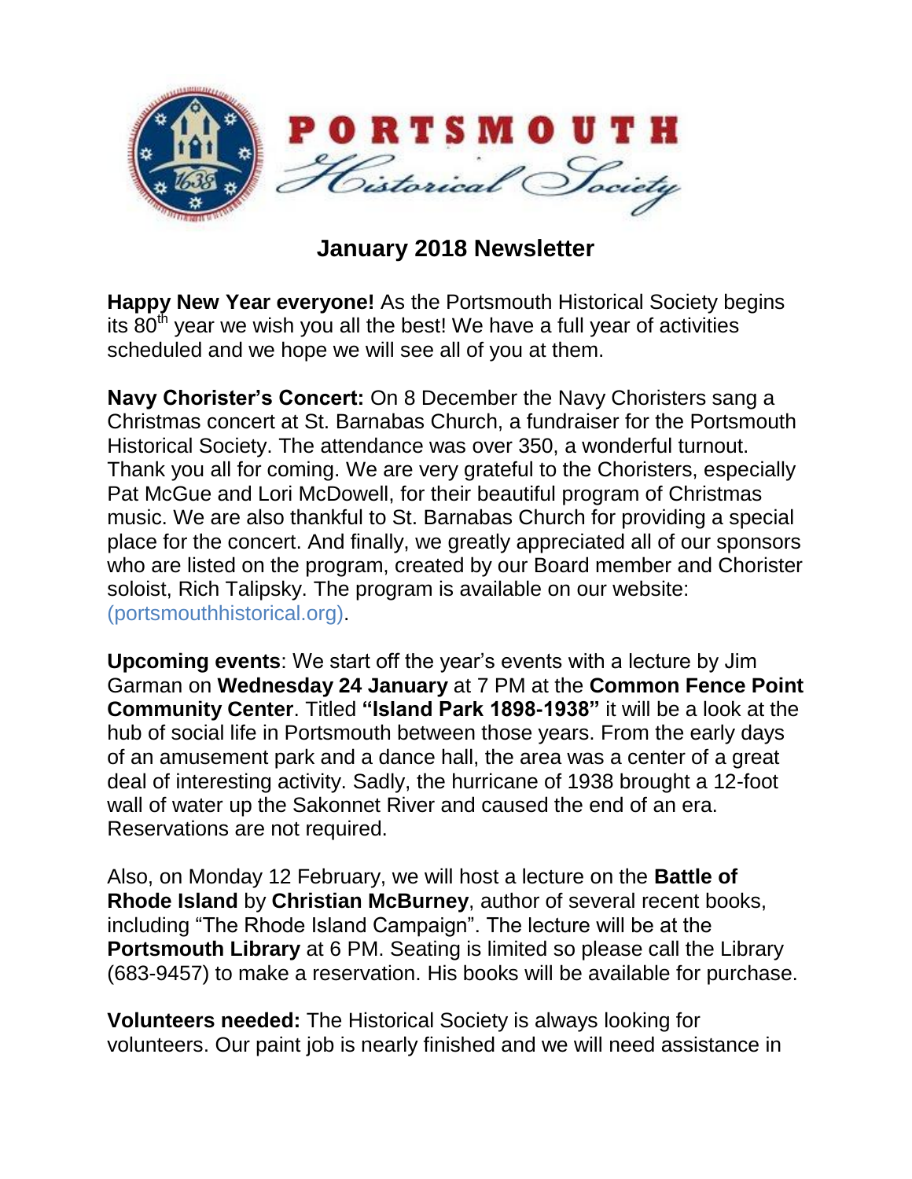# PORTSMOUTH Historical Society

## January 2018 Newsletter

**Happy New Year everyone!** As the Portsmouth Historical Society begins its 80$^{th}$ year we wish you all the best! We have a full year of activities scheduled and we hope we will see all of you at them.

**Navy Chorister's Concert:** On 8 December the Navy Choristers sang a Christmas concert at St. Barnabas Church, a fundraiser for the Portsmouth Historical Society. The attendance was over 350, a wonderful turnout. Thank you all for coming. We are very grateful to the Choristers, especially Pat McGue and Lori McDowell, for their beautiful program of Christmas music. We are also thankful to St. Barnabas Church for providing a special place for the concert. And finally, we greatly appreciated all of our sponsors who are listed on the program, created by our Board member and Chorister soloist, Rich Talipsky. The program is available on our website: (portsmouthhistorical.org).

**Upcoming events**: We start off the year's events with a lecture by Jim Garman on **Wednesday 24 January** at 7 PM at the **Common Fence Point Community Center**. Titled **"Island Park 1898-1938"** it will be a look at the hub of social life in Portsmouth between those years. From the early days of an amusement park and a dance hall, the area was a center of a great deal of interesting activity. Sadly, the hurricane of 1938 brought a 12-foot wall of water up the Sakonnet River and caused the end of an era. Reservations are not required.

Also, on Monday 12 February, we will host a lecture on the **Battle of Rhode Island** by **Christian McBurney**, author of several recent books, including "The Rhode Island Campaign". The lecture will be at the **Portsmouth Library** at 6 PM. Seating is limited so please call the Library (683-9457) to make a reservation. His books will be available for purchase.

**Volunteers needed:** The Historical Society is always looking for volunteers. Our paint job is nearly finished and we will need assistance in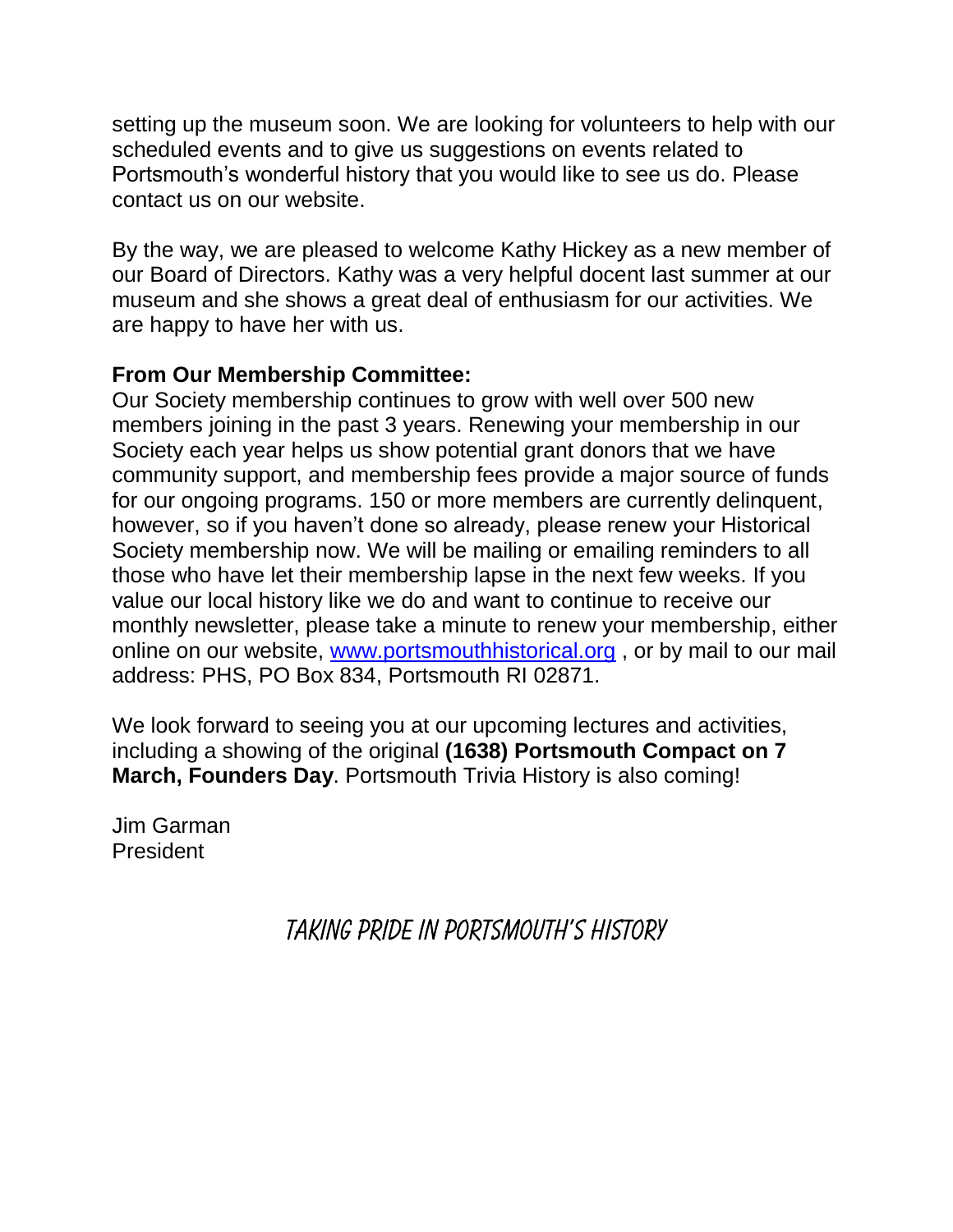setting up the museum soon. We are looking for volunteers to help with our scheduled events and to give us suggestions on events related to Portsmouth's wonderful history that you would like to see us do. Please contact us on our website.

By the way, we are pleased to welcome Kathy Hickey as a new member of our Board of Directors. Kathy was a very helpful docent last summer at our museum and she shows a great deal of enthusiasm for our activities. We are happy to have her with us.

**From Our Membership Committee:**
Our Society membership continues to grow with well over 500 new members joining in the past 3 years. Renewing your membership in our Society each year helps us show potential grant donors that we have community support, and membership fees provide a major source of funds for our ongoing programs. 150 or more members are currently delinquent, however, so if you haven't done so already, please renew your Historical Society membership now. We will be mailing or emailing reminders to all those who have let their membership lapse in the next few weeks. If you value our local history like we do and want to continue to receive our monthly newsletter, please take a minute to renew your membership, either online on our website, [www.portsmouthhistorical.org](http://www.portsmouthhistorical.org) , or by mail to our mail address: PHS, PO Box 834, Portsmouth RI 02871.

We look forward to seeing you at our upcoming lectures and activities, including a showing of the original **(1638) Portsmouth Compact on 7 March, Founders Day**. Portsmouth Trivia History is also coming!

Jim Garman
President

TAKING PRIDE IN PORTSMOUTH'S HISTORY